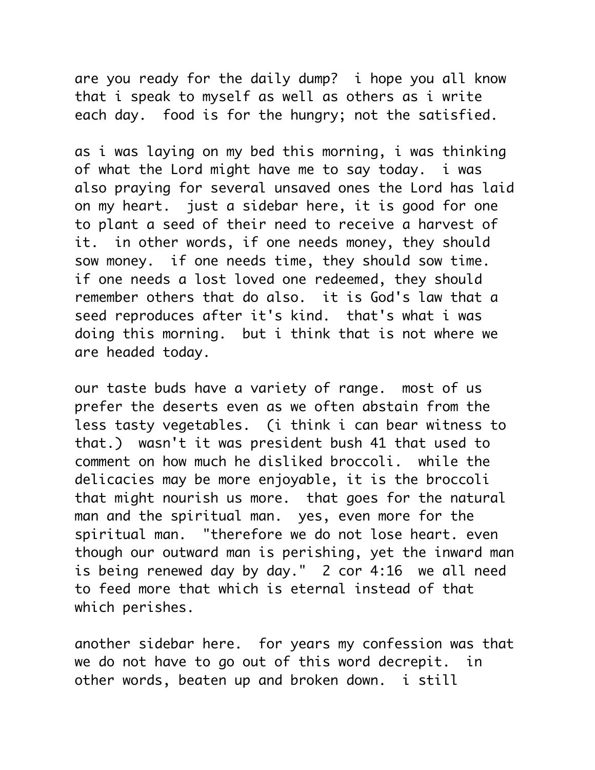are you ready for the daily dump? i hope you all know that i speak to myself as well as others as i write each day. food is for the hungry; not the satisfied.

as i was laying on my bed this morning, i was thinking of what the Lord might have me to say today. i was also praying for several unsaved ones the Lord has laid on my heart. just a sidebar here, it is good for one to plant a seed of their need to receive a harvest of it. in other words, if one needs money, they should sow money. if one needs time, they should sow time. if one needs a lost loved one redeemed, they should remember others that do also. it is God's law that a seed reproduces after it's kind. that's what i was doing this morning. but i think that is not where we are headed today.

our taste buds have a variety of range. most of us prefer the deserts even as we often abstain from the less tasty vegetables. (i think i can bear witness to that.) wasn't it was president bush 41 that used to comment on how much he disliked broccoli. while the delicacies may be more enjoyable, it is the broccoli that might nourish us more. that goes for the natural man and the spiritual man. yes, even more for the spiritual man. "therefore we do not lose heart. even though our outward man is perishing, yet the inward man is being renewed day by day." 2 cor 4:16 we all need to feed more that which is eternal instead of that which perishes.

another sidebar here. for years my confession was that we do not have to go out of this word decrepit. in other words, beaten up and broken down. i still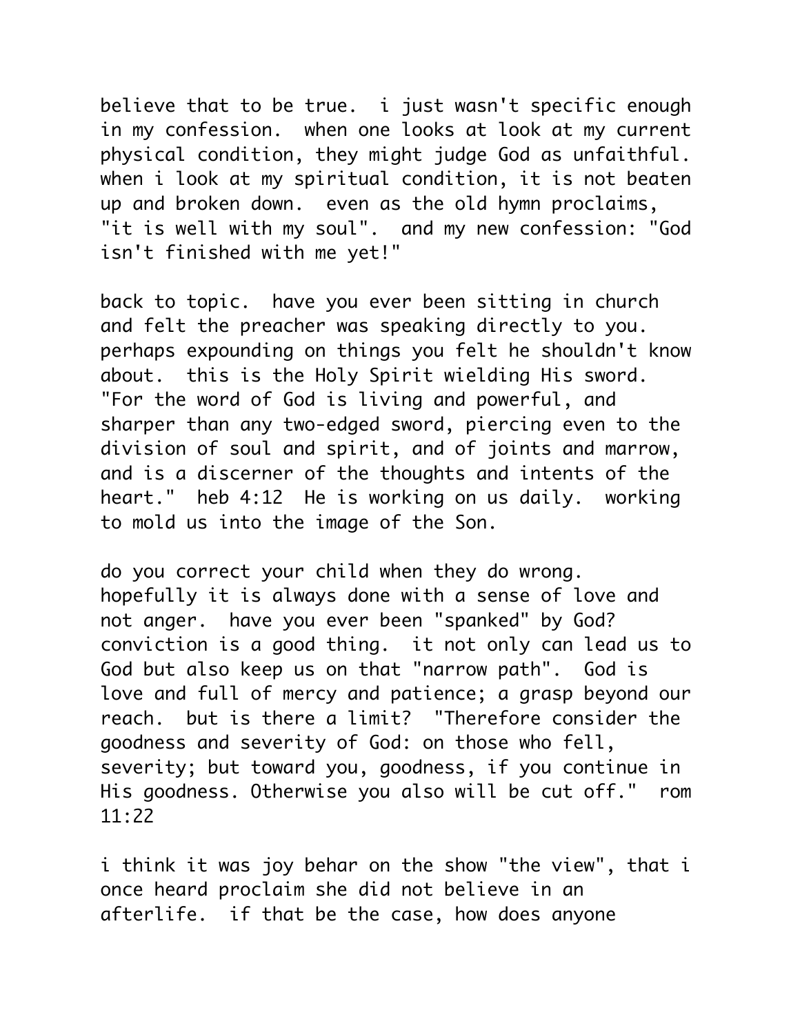believe that to be true. i just wasn't specific enough in my confession. when one looks at look at my current physical condition, they might judge God as unfaithful. when i look at my spiritual condition, it is not beaten up and broken down. even as the old hymn proclaims, "it is well with my soul". and my new confession: "God isn't finished with me yet!"

back to topic. have you ever been sitting in church and felt the preacher was speaking directly to you. perhaps expounding on things you felt he shouldn't know about. this is the Holy Spirit wielding His sword. "For the word of God is living and powerful, and sharper than any two-edged sword, piercing even to the division of soul and spirit, and of joints and marrow, and is a discerner of the thoughts and intents of the heart." heb 4:12 He is working on us daily. working to mold us into the image of the Son.

do you correct your child when they do wrong. hopefully it is always done with a sense of love and not anger. have you ever been "spanked" by God? conviction is a good thing. it not only can lead us to God but also keep us on that "narrow path". God is love and full of mercy and patience; a grasp beyond our reach. but is there a limit? "Therefore consider the goodness and severity of God: on those who fell, severity; but toward you, goodness, if you continue in His goodness. Otherwise you also will be cut off." rom 11:22

i think it was joy behar on the show "the view", that i once heard proclaim she did not believe in an afterlife. if that be the case, how does anyone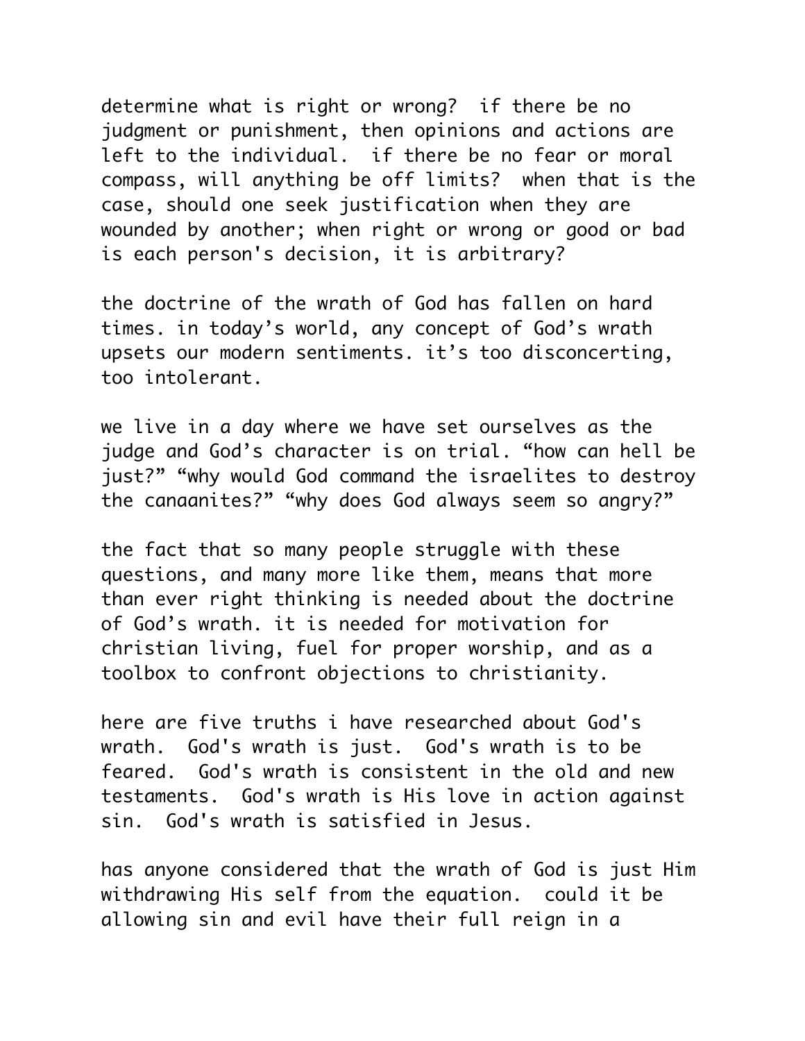determine what is right or wrong? if there be no judgment or punishment, then opinions and actions are left to the individual. if there be no fear or moral compass, will anything be off limits? when that is the case, should one seek justification when they are wounded by another; when right or wrong or good or bad is each person's decision, it is arbitrary?

the doctrine of the wrath of God has fallen on hard times. in today's world, any concept of God's wrath upsets our modern sentiments. it's too disconcerting, too intolerant.

we live in a day where we have set ourselves as the judge and God's character is on trial. "how can hell be just?" "why would God command the israelites to destroy the canaanites?" "why does God always seem so angry?"

the fact that so many people struggle with these questions, and many more like them, means that more than ever right thinking is needed about the doctrine of God's wrath. it is needed for motivation for christian living, fuel for proper worship, and as a toolbox to confront objections to christianity.

here are five truths i have researched about God's wrath. God's wrath is just. God's wrath is to be feared. God's wrath is consistent in the old and new testaments. God's wrath is His love in action against sin. God's wrath is satisfied in Jesus.

has anyone considered that the wrath of God is just Him withdrawing His self from the equation. could it be allowing sin and evil have their full reign in a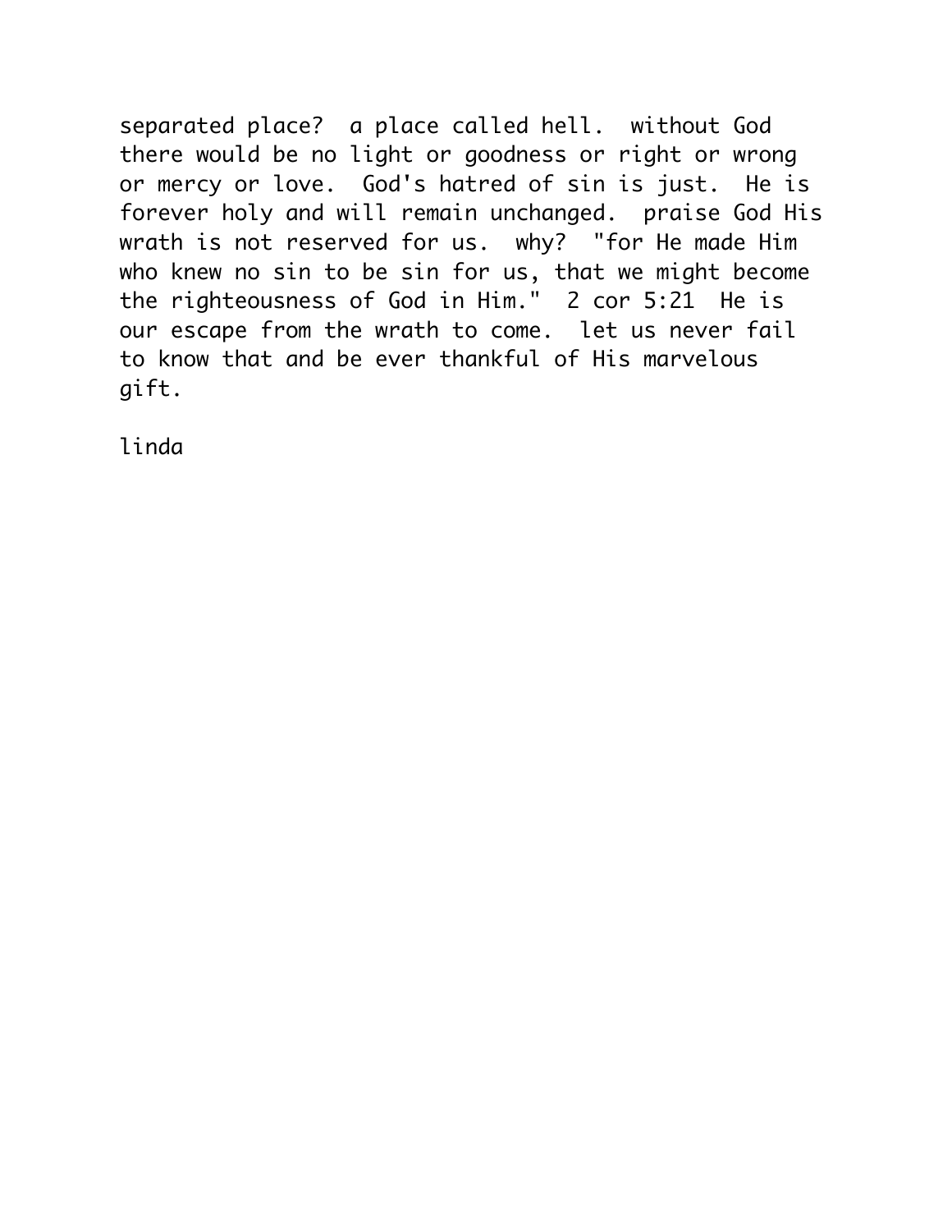separated place? a place called hell. without God there would be no light or goodness or right or wrong or mercy or love. God's hatred of sin is just. He is forever holy and will remain unchanged. praise God His wrath is not reserved for us. why? "for He made Him who knew no sin to be sin for us, that we might become the righteousness of God in Him." 2 cor 5:21 He is our escape from the wrath to come. let us never fail to know that and be ever thankful of His marvelous gift.

linda